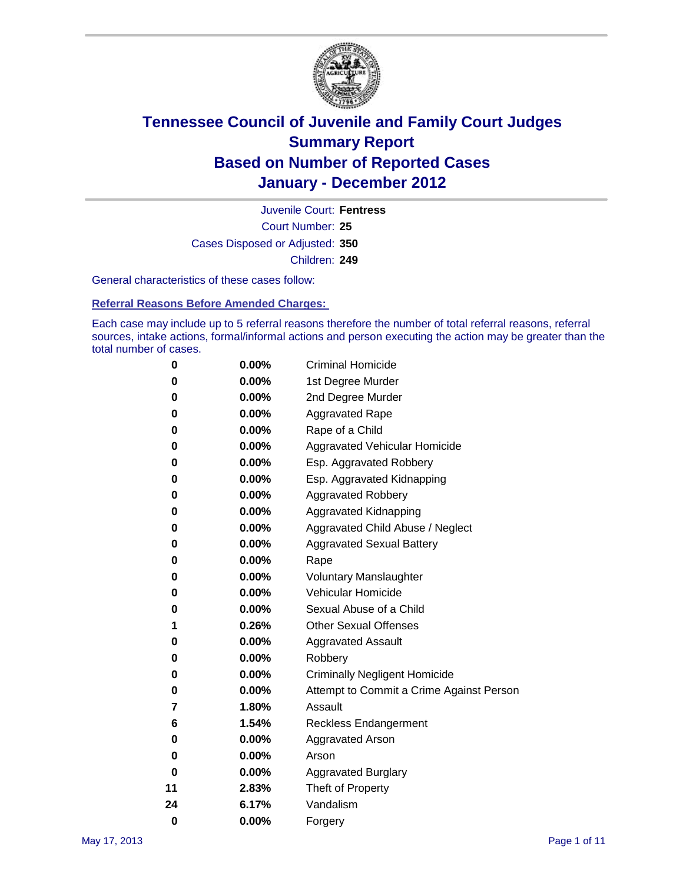# Tennessee Council of Juvenile and Family Court Judges
## Summary Report
## Based on Number of Reported Cases
## January - December 2012

Juvenile Court: **Fentress**

Court Number: **25**

Cases Disposed or Adjusted: **350**

Children: **249**

General characteristics of these cases follow:

### Referral Reasons Before Amended Charges:

Each case may include up to 5 referral reasons therefore the number of total referral reasons, referral sources, intake actions, formal/informal actions and person executing the action may be greater than the total number of cases.

| Count | Percent | Referral Reason |
|---|---|---|
| 0 | 0.00% | Criminal Homicide |
| 0 | 0.00% | 1st Degree Murder |
| 0 | 0.00% | 2nd Degree Murder |
| 0 | 0.00% | Aggravated Rape |
| 0 | 0.00% | Rape of a Child |
| 0 | 0.00% | Aggravated Vehicular Homicide |
| 0 | 0.00% | Esp. Aggravated Robbery |
| 0 | 0.00% | Esp. Aggravated Kidnapping |
| 0 | 0.00% | Aggravated Robbery |
| 0 | 0.00% | Aggravated Kidnapping |
| 0 | 0.00% | Aggravated Child Abuse / Neglect |
| 0 | 0.00% | Aggravated Sexual Battery |
| 0 | 0.00% | Rape |
| 0 | 0.00% | Voluntary Manslaughter |
| 0 | 0.00% | Vehicular Homicide |
| 0 | 0.00% | Sexual Abuse of a Child |
| 1 | 0.26% | Other Sexual Offenses |
| 0 | 0.00% | Aggravated Assault |
| 0 | 0.00% | Robbery |
| 0 | 0.00% | Criminally Negligent Homicide |
| 0 | 0.00% | Attempt to Commit a Crime Against Person |
| 7 | 1.80% | Assault |
| 6 | 1.54% | Reckless Endangerment |
| 0 | 0.00% | Aggravated Arson |
| 0 | 0.00% | Arson |
| 0 | 0.00% | Aggravated Burglary |
| 11 | 2.83% | Theft of Property |
| 24 | 6.17% | Vandalism |
| 0 | 0.00% | Forgery |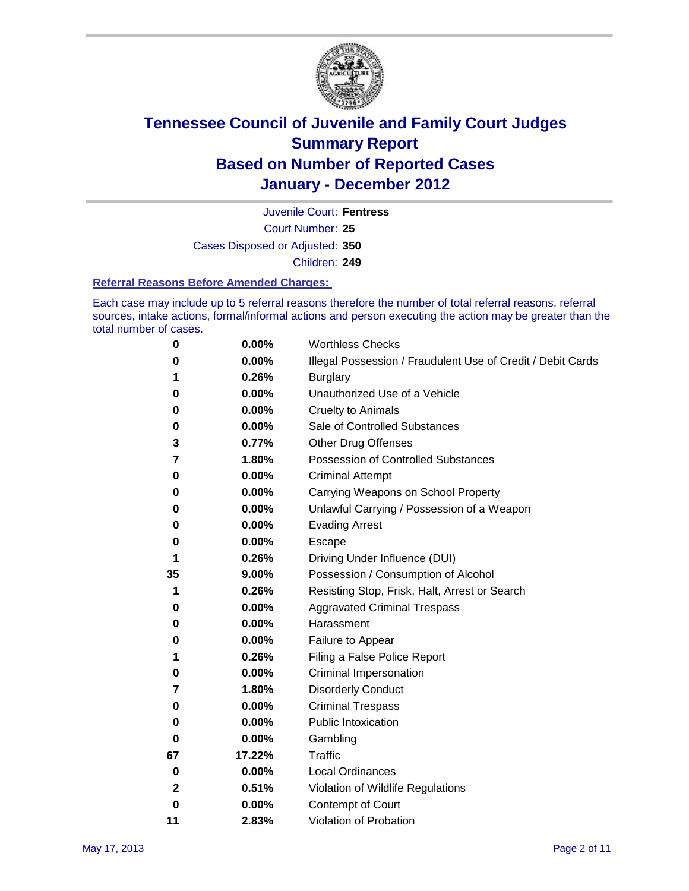# Tennessee Council of Juvenile and Family Court Judges
# Summary Report
# Based on Number of Reported Cases
# January - December 2012

Juvenile Court: **Fentress**

Court Number: **25**

Cases Disposed or Adjusted: **350**

Children: **249**

### Referral Reasons Before Amended Charges:

Each case may include up to 5 referral reasons therefore the number of total referral reasons, referral sources, intake actions, formal/informal actions and person executing the action may be greater than the total number of cases.

| | | |
|---|---|---|
| 0 | 0.00% | Worthless Checks |
| 0 | 0.00% | Illegal Possession / Fraudulent Use of Credit / Debit Cards |
| 1 | 0.26% | Burglary |
| 0 | 0.00% | Unauthorized Use of a Vehicle |
| 0 | 0.00% | Cruelty to Animals |
| 0 | 0.00% | Sale of Controlled Substances |
| 3 | 0.77% | Other Drug Offenses |
| 7 | 1.80% | Possession of Controlled Substances |
| 0 | 0.00% | Criminal Attempt |
| 0 | 0.00% | Carrying Weapons on School Property |
| 0 | 0.00% | Unlawful Carrying / Possession of a Weapon |
| 0 | 0.00% | Evading Arrest |
| 0 | 0.00% | Escape |
| 1 | 0.26% | Driving Under Influence (DUI) |
| 35 | 9.00% | Possession / Consumption of Alcohol |
| 1 | 0.26% | Resisting Stop, Frisk, Halt, Arrest or Search |
| 0 | 0.00% | Aggravated Criminal Trespass |
| 0 | 0.00% | Harassment |
| 0 | 0.00% | Failure to Appear |
| 1 | 0.26% | Filing a False Police Report |
| 0 | 0.00% | Criminal Impersonation |
| 7 | 1.80% | Disorderly Conduct |
| 0 | 0.00% | Criminal Trespass |
| 0 | 0.00% | Public Intoxication |
| 0 | 0.00% | Gambling |
| 67 | 17.22% | Traffic |
| 0 | 0.00% | Local Ordinances |
| 2 | 0.51% | Violation of Wildlife Regulations |
| 0 | 0.00% | Contempt of Court |
| 11 | 2.83% | Violation of Probation |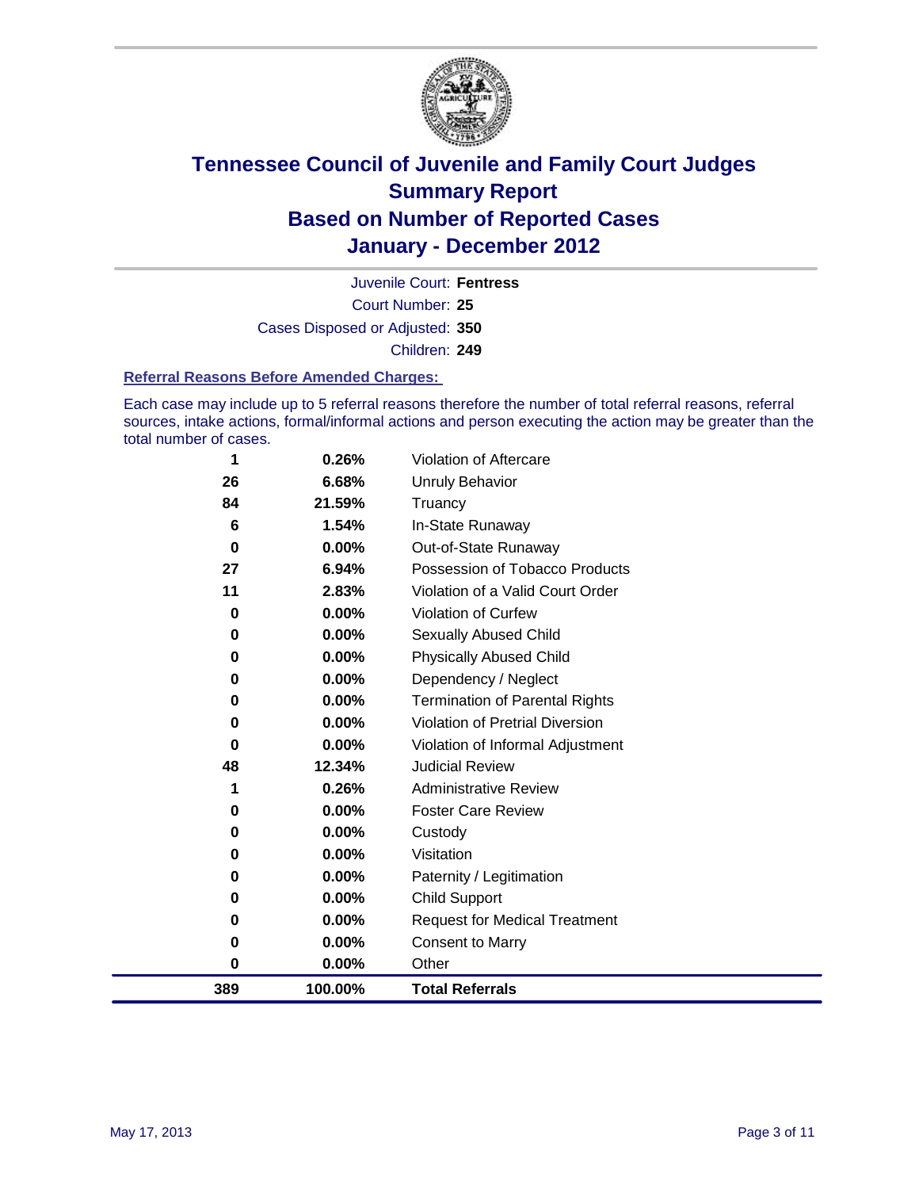# Tennessee Council of Juvenile and Family Court Judges
## Summary Report
## Based on Number of Reported Cases
## January - December 2012

Juvenile Court: **Fentress**

Court Number: **25**

Cases Disposed or Adjusted: **350**

Children: **249**

### Referral Reasons Before Amended Charges:

Each case may include up to 5 referral reasons therefore the number of total referral reasons, referral sources, intake actions, formal/informal actions and person executing the action may be greater than the total number of cases.

| Count | Percent | Referral Reason |
|---|---|---|
| 1 | 0.26% | Violation of Aftercare |
| 26 | 6.68% | Unruly Behavior |
| 84 | 21.59% | Truancy |
| 6 | 1.54% | In-State Runaway |
| 0 | 0.00% | Out-of-State Runaway |
| 27 | 6.94% | Possession of Tobacco Products |
| 11 | 2.83% | Violation of a Valid Court Order |
| 0 | 0.00% | Violation of Curfew |
| 0 | 0.00% | Sexually Abused Child |
| 0 | 0.00% | Physically Abused Child |
| 0 | 0.00% | Dependency / Neglect |
| 0 | 0.00% | Termination of Parental Rights |
| 0 | 0.00% | Violation of Pretrial Diversion |
| 0 | 0.00% | Violation of Informal Adjustment |
| 48 | 12.34% | Judicial Review |
| 1 | 0.26% | Administrative Review |
| 0 | 0.00% | Foster Care Review |
| 0 | 0.00% | Custody |
| 0 | 0.00% | Visitation |
| 0 | 0.00% | Paternity / Legitimation |
| 0 | 0.00% | Child Support |
| 0 | 0.00% | Request for Medical Treatment |
| 0 | 0.00% | Consent to Marry |
| 0 | 0.00% | Other |
| **389** | **100.00%** | **Total Referrals** |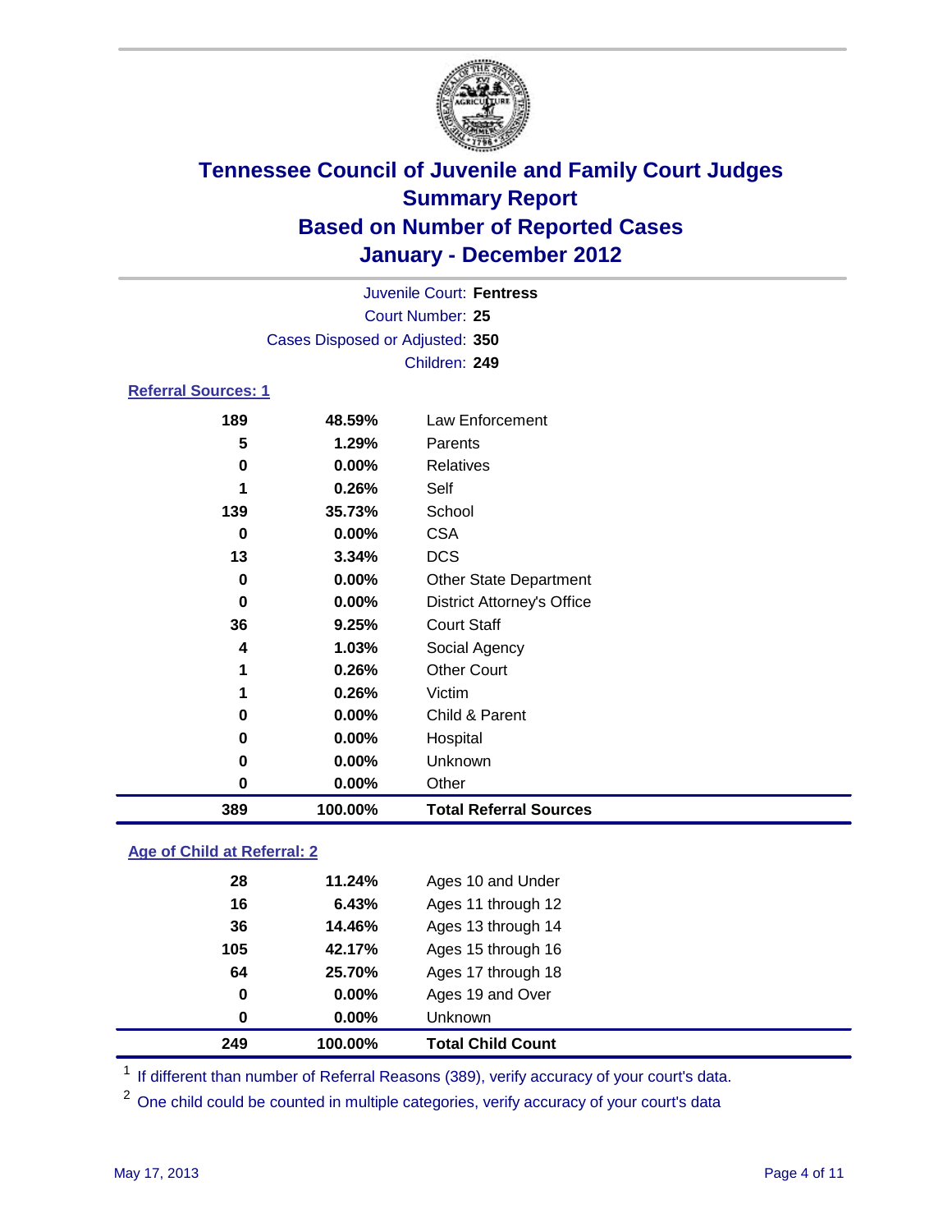# Tennessee Council of Juvenile and Family Court Judges
## Summary Report
## Based on Number of Reported Cases
## January - December 2012

Juvenile Court: **Fentress**
Court Number: **25**
Cases Disposed or Adjusted: **350**
Children: **249**

### Referral Sources: 1

| Count | Percent | Source |
| --- | --- | --- |
| 189 | 48.59% | Law Enforcement |
| 5 | 1.29% | Parents |
| 0 | 0.00% | Relatives |
| 1 | 0.26% | Self |
| 139 | 35.73% | School |
| 0 | 0.00% | CSA |
| 13 | 3.34% | DCS |
| 0 | 0.00% | Other State Department |
| 0 | 0.00% | District Attorney's Office |
| 36 | 9.25% | Court Staff |
| 4 | 1.03% | Social Agency |
| 1 | 0.26% | Other Court |
| 1 | 0.26% | Victim |
| 0 | 0.00% | Child & Parent |
| 0 | 0.00% | Hospital |
| 0 | 0.00% | Unknown |
| 0 | 0.00% | Other |
| **389** | **100.00%** | **Total Referral Sources** |

### Age of Child at Referral: 2

| Count | Percent | Age |
| --- | --- | --- |
| 28 | 11.24% | Ages 10 and Under |
| 16 | 6.43% | Ages 11 through 12 |
| 36 | 14.46% | Ages 13 through 14 |
| 105 | 42.17% | Ages 15 through 16 |
| 64 | 25.70% | Ages 17 through 18 |
| 0 | 0.00% | Ages 19 and Over |
| 0 | 0.00% | Unknown |
| **249** | **100.00%** | **Total Child Count** |

[1] If different than number of Referral Reasons (389), verify accuracy of your court's data.

[2] One child could be counted in multiple categories, verify accuracy of your court's data

May 17, 2013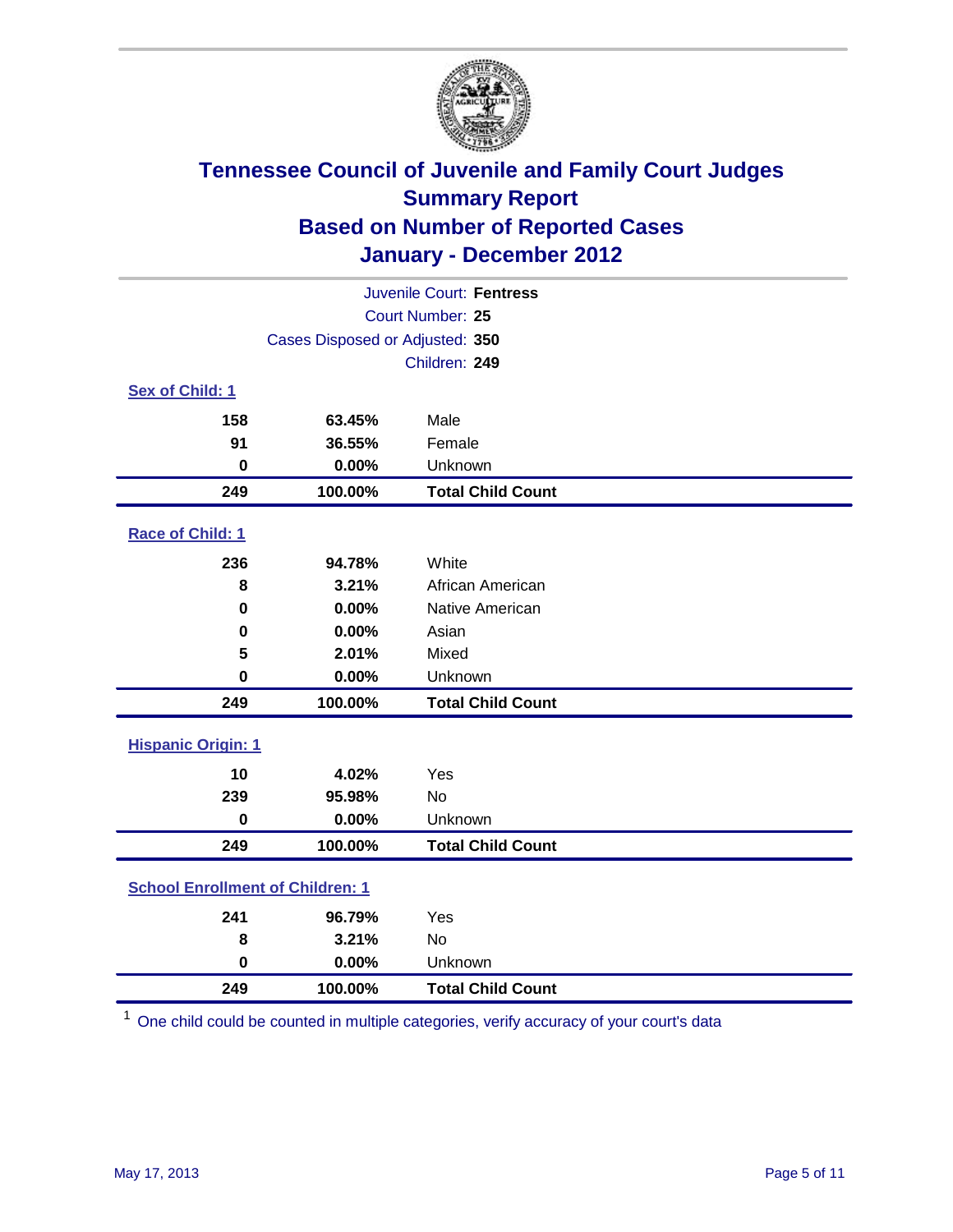# Tennessee Council of Juvenile and Family Court Judges
## Summary Report
## Based on Number of Reported Cases
## January - December 2012

Juvenile Court: **Fentress**
Court Number: **25**
Cases Disposed or Adjusted: **350**
Children: **249**

### Sex of Child: 1

| | | |
|---|---|---|
| **158** | **63.45%** | Male |
| **91** | **36.55%** | Female |
| **0** | **0.00%** | Unknown |
| **249** | **100.00%** | **Total Child Count** |

### Race of Child: 1

| | | |
|---|---|---|
| **236** | **94.78%** | White |
| **8** | **3.21%** | African American |
| **0** | **0.00%** | Native American |
| **0** | **0.00%** | Asian |
| **5** | **2.01%** | Mixed |
| **0** | **0.00%** | Unknown |
| **249** | **100.00%** | **Total Child Count** |

### Hispanic Origin: 1

| | | |
|---|---|---|
| **10** | **4.02%** | Yes |
| **239** | **95.98%** | No |
| **0** | **0.00%** | Unknown |
| **249** | **100.00%** | **Total Child Count** |

### School Enrollment of Children: 1

| | | |
|---|---|---|
| **241** | **96.79%** | Yes |
| **8** | **3.21%** | No |
| **0** | **0.00%** | Unknown |
| **249** | **100.00%** | **Total Child Count** |

[1] One child could be counted in multiple categories, verify accuracy of your court's data

May 17, 2013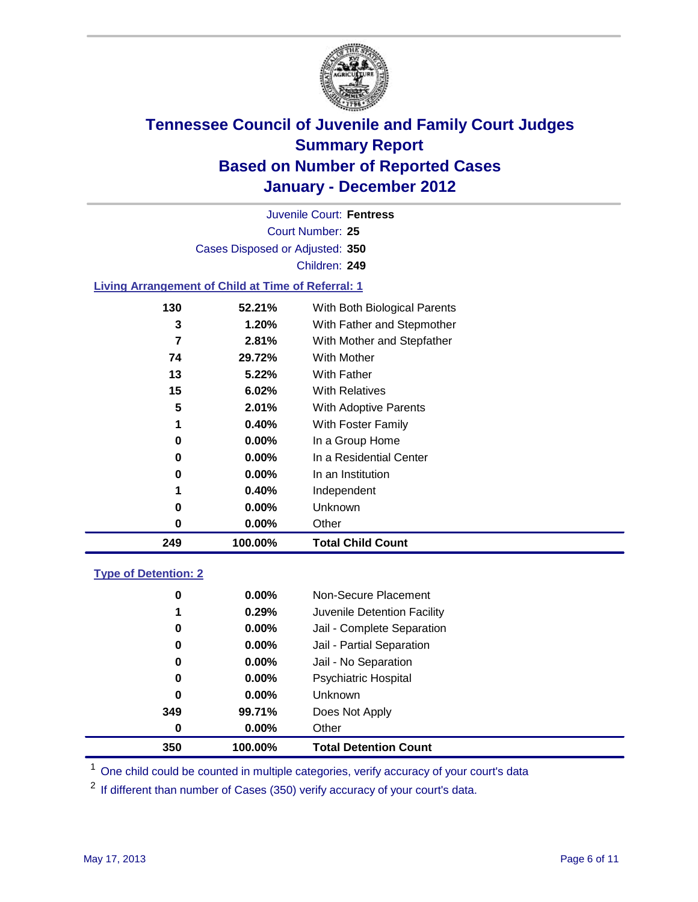# Tennessee Council of Juvenile and Family Court Judges
## Summary Report
## Based on Number of Reported Cases
## January - December 2012

Juvenile Court: **Fentress**
Court Number: **25**
Cases Disposed or Adjusted: **350**
Children: **249**

### Living Arrangement of Child at Time of Referral: 1

| | | |
|---|---|---|
| 130 | 52.21% | With Both Biological Parents |
| 3 | 1.20% | With Father and Stepmother |
| 7 | 2.81% | With Mother and Stepfather |
| 74 | 29.72% | With Mother |
| 13 | 5.22% | With Father |
| 15 | 6.02% | With Relatives |
| 5 | 2.01% | With Adoptive Parents |
| 1 | 0.40% | With Foster Family |
| 0 | 0.00% | In a Group Home |
| 0 | 0.00% | In a Residential Center |
| 0 | 0.00% | In an Institution |
| 1 | 0.40% | Independent |
| 0 | 0.00% | Unknown |
| 0 | 0.00% | Other |
| **249** | **100.00%** | **Total Child Count** |

### Type of Detention: 2

| | | |
|---|---|---|
| 0 | 0.00% | Non-Secure Placement |
| 1 | 0.29% | Juvenile Detention Facility |
| 0 | 0.00% | Jail - Complete Separation |
| 0 | 0.00% | Jail - Partial Separation |
| 0 | 0.00% | Jail - No Separation |
| 0 | 0.00% | Psychiatric Hospital |
| 0 | 0.00% | Unknown |
| 349 | 99.71% | Does Not Apply |
| 0 | 0.00% | Other |
| **350** | **100.00%** | **Total Detention Count** |

[1] One child could be counted in multiple categories, verify accuracy of your court's data

[2] If different than number of Cases (350) verify accuracy of your court's data.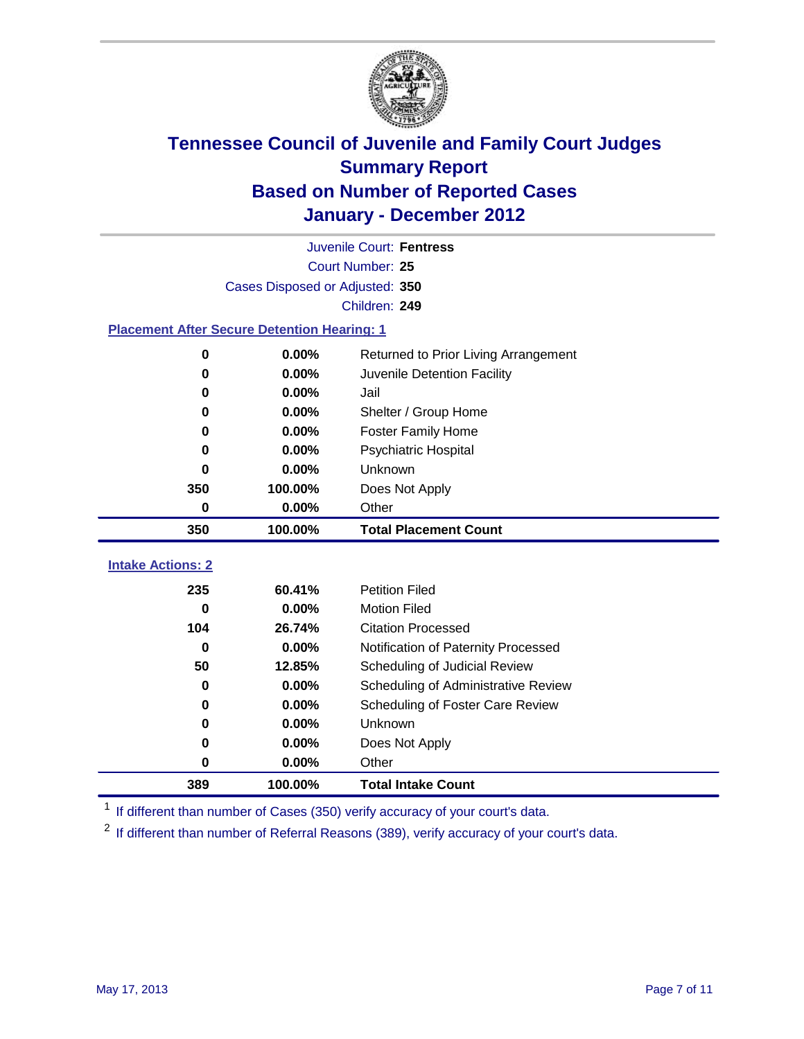# Tennessee Council of Juvenile and Family Court Judges
## Summary Report
## Based on Number of Reported Cases
## January - December 2012

Juvenile Court: **Fentress**

Court Number: **25**

Cases Disposed or Adjusted: **350**

Children: **249**

### Placement After Secure Detention Hearing: 1

| | | |
|---|---|---|
| 0 | 0.00% | Returned to Prior Living Arrangement |
| 0 | 0.00% | Juvenile Detention Facility |
| 0 | 0.00% | Jail |
| 0 | 0.00% | Shelter / Group Home |
| 0 | 0.00% | Foster Family Home |
| 0 | 0.00% | Psychiatric Hospital |
| 0 | 0.00% | Unknown |
| 350 | 100.00% | Does Not Apply |
| 0 | 0.00% | Other |
| **350** | **100.00%** | **Total Placement Count** |

### Intake Actions: 2

| | | |
|---|---|---|
| 235 | 60.41% | Petition Filed |
| 0 | 0.00% | Motion Filed |
| 104 | 26.74% | Citation Processed |
| 0 | 0.00% | Notification of Paternity Processed |
| 50 | 12.85% | Scheduling of Judicial Review |
| 0 | 0.00% | Scheduling of Administrative Review |
| 0 | 0.00% | Scheduling of Foster Care Review |
| 0 | 0.00% | Unknown |
| 0 | 0.00% | Does Not Apply |
| 0 | 0.00% | Other |
| **389** | **100.00%** | **Total Intake Count** |

[1] If different than number of Cases (350) verify accuracy of your court's data.

[2] If different than number of Referral Reasons (389), verify accuracy of your court's data.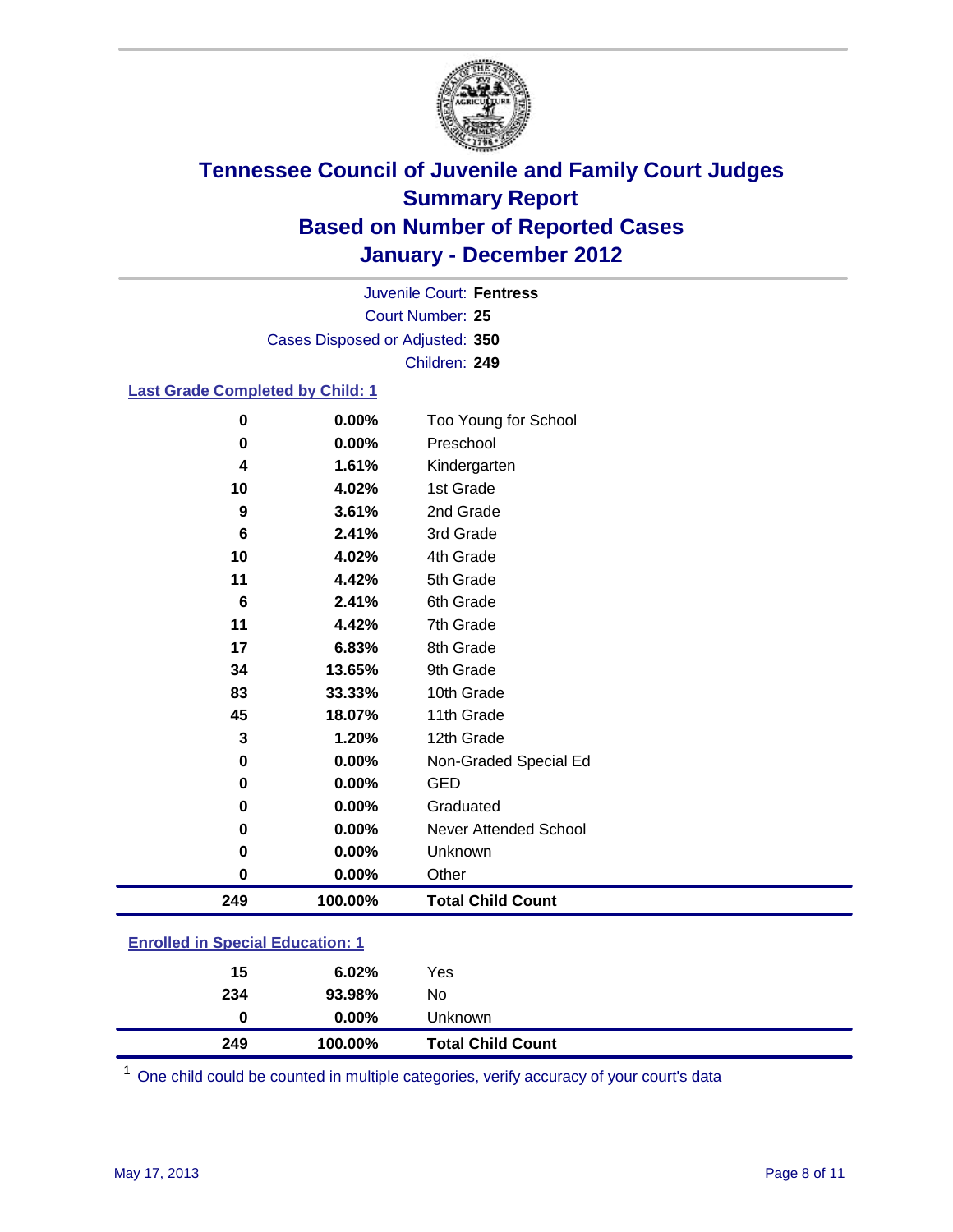# Tennessee Council of Juvenile and Family Court Judges
## Summary Report
## Based on Number of Reported Cases
## January - December 2012

Juvenile Court: **Fentress**
Court Number: **25**
Cases Disposed or Adjusted: **350**
Children: **249**

### Last Grade Completed by Child: 1

| Count | Percent | Category |
|---|---|---|
| 0 | 0.00% | Too Young for School |
| 0 | 0.00% | Preschool |
| 4 | 1.61% | Kindergarten |
| 10 | 4.02% | 1st Grade |
| 9 | 3.61% | 2nd Grade |
| 6 | 2.41% | 3rd Grade |
| 10 | 4.02% | 4th Grade |
| 11 | 4.42% | 5th Grade |
| 6 | 2.41% | 6th Grade |
| 11 | 4.42% | 7th Grade |
| 17 | 6.83% | 8th Grade |
| 34 | 13.65% | 9th Grade |
| 83 | 33.33% | 10th Grade |
| 45 | 18.07% | 11th Grade |
| 3 | 1.20% | 12th Grade |
| 0 | 0.00% | Non-Graded Special Ed |
| 0 | 0.00% | GED |
| 0 | 0.00% | Graduated |
| 0 | 0.00% | Never Attended School |
| 0 | 0.00% | Unknown |
| 0 | 0.00% | Other |
| **249** | **100.00%** | **Total Child Count** |

### Enrolled in Special Education: 1

| Count | Percent | Category |
|---|---|---|
| 15 | 6.02% | Yes |
| 234 | 93.98% | No |
| 0 | 0.00% | Unknown |
| **249** | **100.00%** | **Total Child Count** |

[1] One child could be counted in multiple categories, verify accuracy of your court's data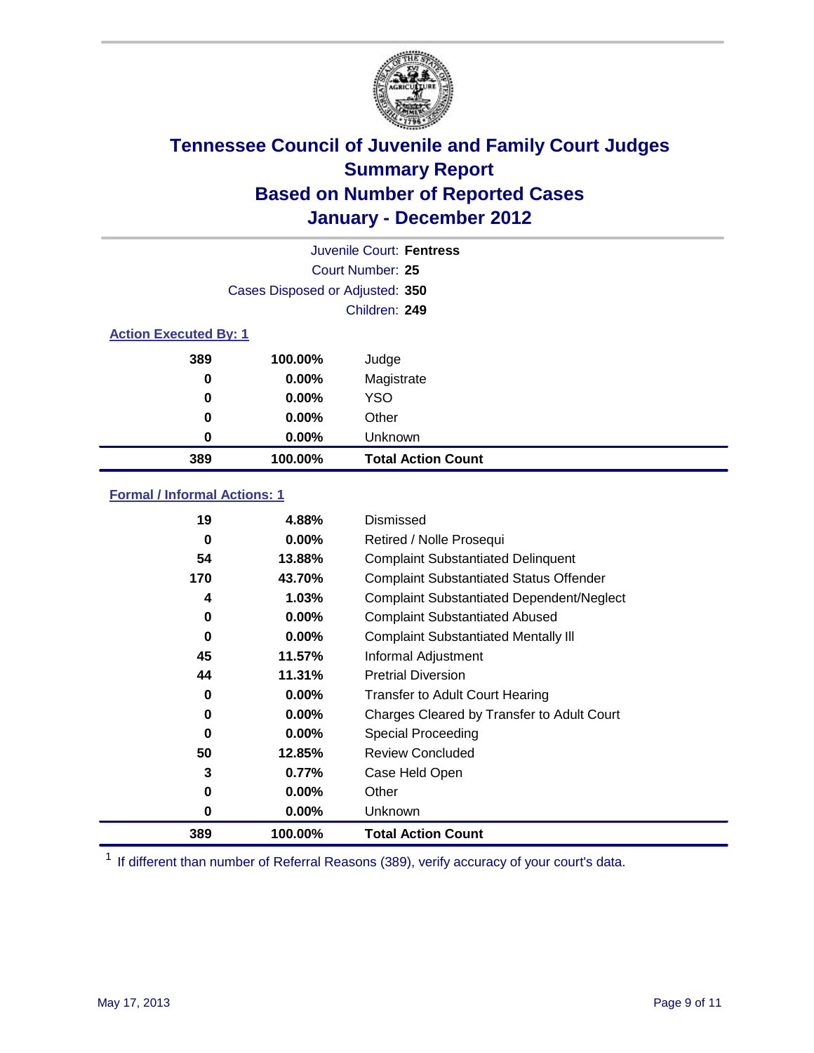# Tennessee Council of Juvenile and Family Court Judges
## Summary Report
## Based on Number of Reported Cases
## January - December 2012

Juvenile Court: **Fentress**
Court Number: **25**
Cases Disposed or Adjusted: **350**
Children: **249**

### Action Executed By: 1

| | | |
|---|---|---|
| 389 | 100.00% | Judge |
| 0 | 0.00% | Magistrate |
| 0 | 0.00% | YSO |
| 0 | 0.00% | Other |
| 0 | 0.00% | Unknown |
| **389** | **100.00%** | **Total Action Count** |

### Formal / Informal Actions: 1

| | | |
|---|---|---|
| 19 | 4.88% | Dismissed |
| 0 | 0.00% | Retired / Nolle Prosequi |
| 54 | 13.88% | Complaint Substantiated Delinquent |
| 170 | 43.70% | Complaint Substantiated Status Offender |
| 4 | 1.03% | Complaint Substantiated Dependent/Neglect |
| 0 | 0.00% | Complaint Substantiated Abused |
| 0 | 0.00% | Complaint Substantiated Mentally Ill |
| 45 | 11.57% | Informal Adjustment |
| 44 | 11.31% | Pretrial Diversion |
| 0 | 0.00% | Transfer to Adult Court Hearing |
| 0 | 0.00% | Charges Cleared by Transfer to Adult Court |
| 0 | 0.00% | Special Proceeding |
| 50 | 12.85% | Review Concluded |
| 3 | 0.77% | Case Held Open |
| 0 | 0.00% | Other |
| 0 | 0.00% | Unknown |
| **389** | **100.00%** | **Total Action Count** |

[1] If different than number of Referral Reasons (389), verify accuracy of your court's data.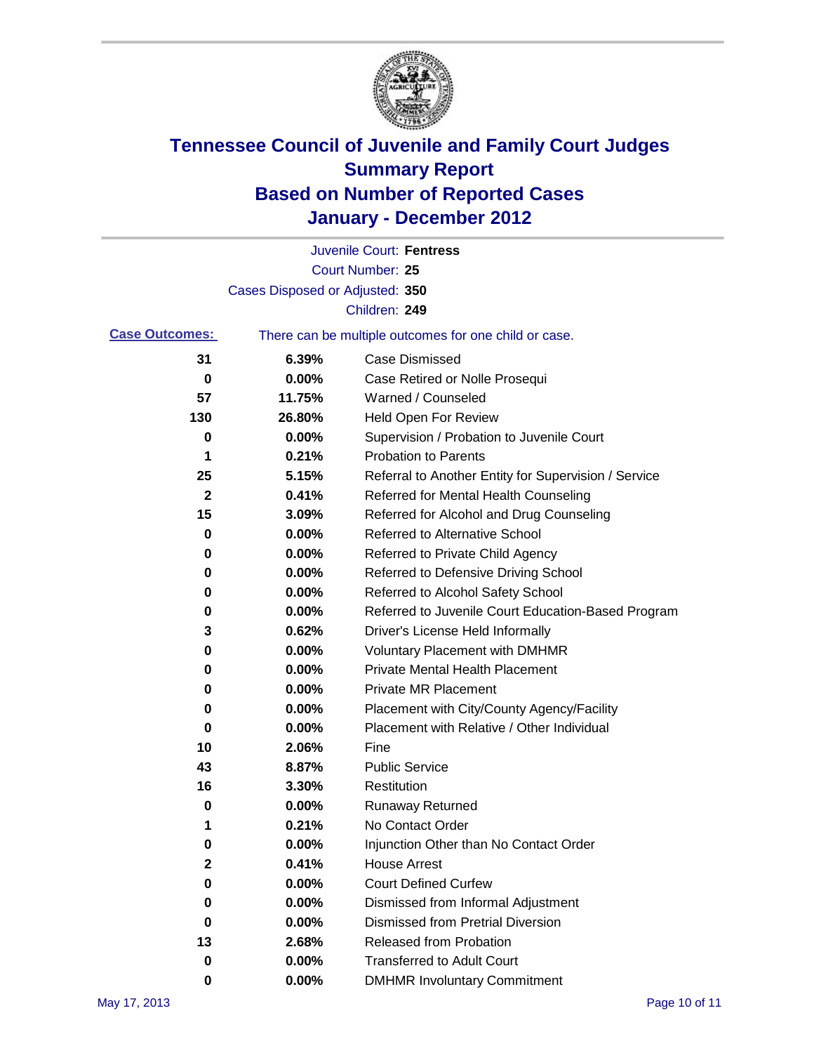# Tennessee Council of Juvenile and Family Court Judges
## Summary Report
## Based on Number of Reported Cases
## January - December 2012

Juvenile Court: **Fentress**
Court Number: **25**
Cases Disposed or Adjusted: **350**
Children: **249**

**Case Outcomes:** There can be multiple outcomes for one child or case.

| Count | Percent | Outcome |
|---|---|---|
| 31 | 6.39% | Case Dismissed |
| 0 | 0.00% | Case Retired or Nolle Prosequi |
| 57 | 11.75% | Warned / Counseled |
| 130 | 26.80% | Held Open For Review |
| 0 | 0.00% | Supervision / Probation to Juvenile Court |
| 1 | 0.21% | Probation to Parents |
| 25 | 5.15% | Referral to Another Entity for Supervision / Service |
| 2 | 0.41% | Referred for Mental Health Counseling |
| 15 | 3.09% | Referred for Alcohol and Drug Counseling |
| 0 | 0.00% | Referred to Alternative School |
| 0 | 0.00% | Referred to Private Child Agency |
| 0 | 0.00% | Referred to Defensive Driving School |
| 0 | 0.00% | Referred to Alcohol Safety School |
| 0 | 0.00% | Referred to Juvenile Court Education-Based Program |
| 3 | 0.62% | Driver's License Held Informally |
| 0 | 0.00% | Voluntary Placement with DMHMR |
| 0 | 0.00% | Private Mental Health Placement |
| 0 | 0.00% | Private MR Placement |
| 0 | 0.00% | Placement with City/County Agency/Facility |
| 0 | 0.00% | Placement with Relative / Other Individual |
| 10 | 2.06% | Fine |
| 43 | 8.87% | Public Service |
| 16 | 3.30% | Restitution |
| 0 | 0.00% | Runaway Returned |
| 1 | 0.21% | No Contact Order |
| 0 | 0.00% | Injunction Other than No Contact Order |
| 2 | 0.41% | House Arrest |
| 0 | 0.00% | Court Defined Curfew |
| 0 | 0.00% | Dismissed from Informal Adjustment |
| 0 | 0.00% | Dismissed from Pretrial Diversion |
| 13 | 2.68% | Released from Probation |
| 0 | 0.00% | Transferred to Adult Court |
| 0 | 0.00% | DMHMR Involuntary Commitment |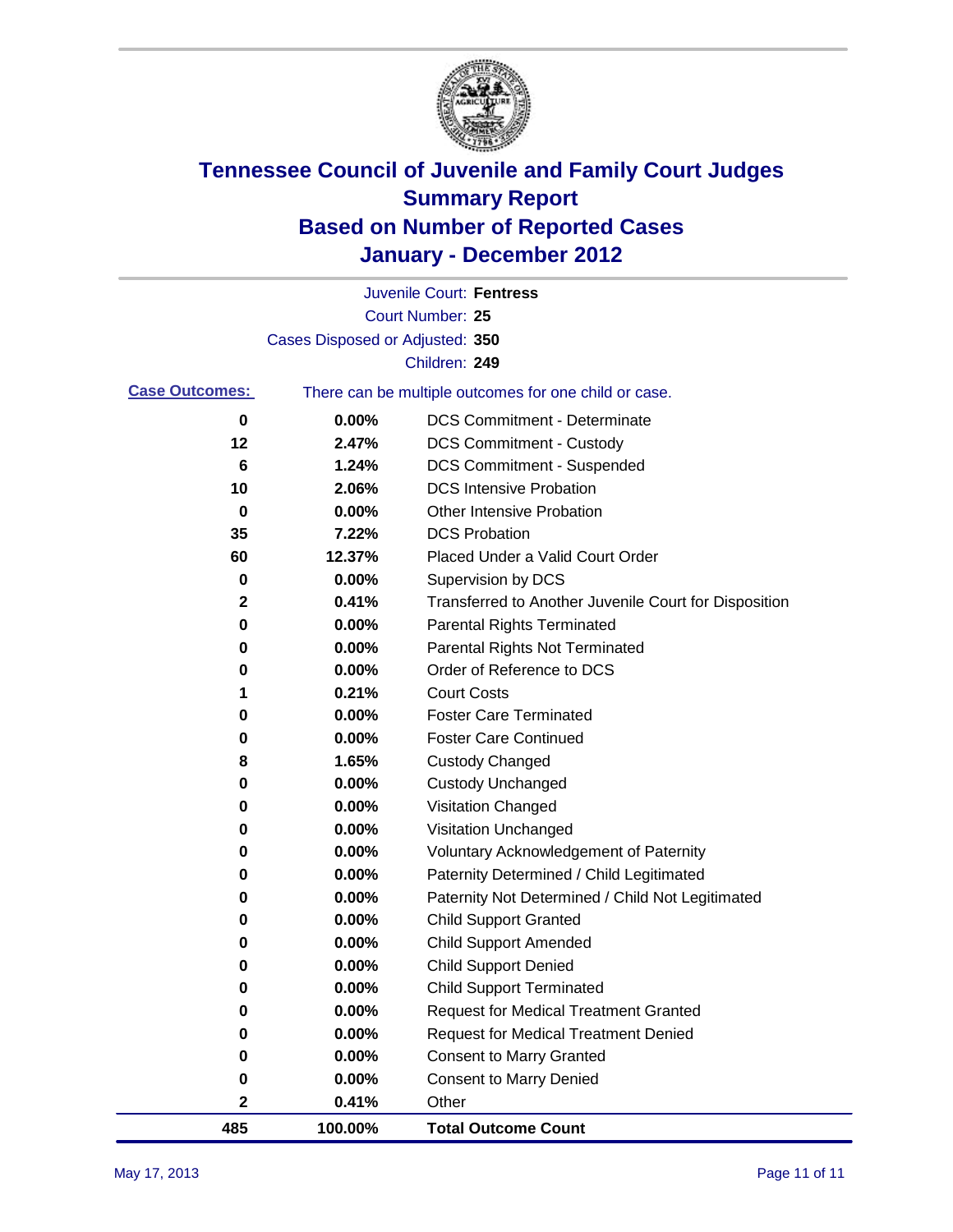# Tennessee Council of Juvenile and Family Court Judges
## Summary Report
## Based on Number of Reported Cases
## January - December 2012

Juvenile Court: **Fentress**

Court Number: **25**

Cases Disposed or Adjusted: **350**

Children: **249**

**Case Outcomes:** There can be multiple outcomes for one child or case.

| | | |
|---|---|---|
| 0 | 0.00% | DCS Commitment - Determinate |
| 12 | 2.47% | DCS Commitment - Custody |
| 6 | 1.24% | DCS Commitment - Suspended |
| 10 | 2.06% | DCS Intensive Probation |
| 0 | 0.00% | Other Intensive Probation |
| 35 | 7.22% | DCS Probation |
| 60 | 12.37% | Placed Under a Valid Court Order |
| 0 | 0.00% | Supervision by DCS |
| 2 | 0.41% | Transferred to Another Juvenile Court for Disposition |
| 0 | 0.00% | Parental Rights Terminated |
| 0 | 0.00% | Parental Rights Not Terminated |
| 0 | 0.00% | Order of Reference to DCS |
| 1 | 0.21% | Court Costs |
| 0 | 0.00% | Foster Care Terminated |
| 0 | 0.00% | Foster Care Continued |
| 8 | 1.65% | Custody Changed |
| 0 | 0.00% | Custody Unchanged |
| 0 | 0.00% | Visitation Changed |
| 0 | 0.00% | Visitation Unchanged |
| 0 | 0.00% | Voluntary Acknowledgement of Paternity |
| 0 | 0.00% | Paternity Determined / Child Legitimated |
| 0 | 0.00% | Paternity Not Determined / Child Not Legitimated |
| 0 | 0.00% | Child Support Granted |
| 0 | 0.00% | Child Support Amended |
| 0 | 0.00% | Child Support Denied |
| 0 | 0.00% | Child Support Terminated |
| 0 | 0.00% | Request for Medical Treatment Granted |
| 0 | 0.00% | Request for Medical Treatment Denied |
| 0 | 0.00% | Consent to Marry Granted |
| 0 | 0.00% | Consent to Marry Denied |
| 2 | 0.41% | Other |
| **485** | **100.00%** | **Total Outcome Count** |

May 17, 2013